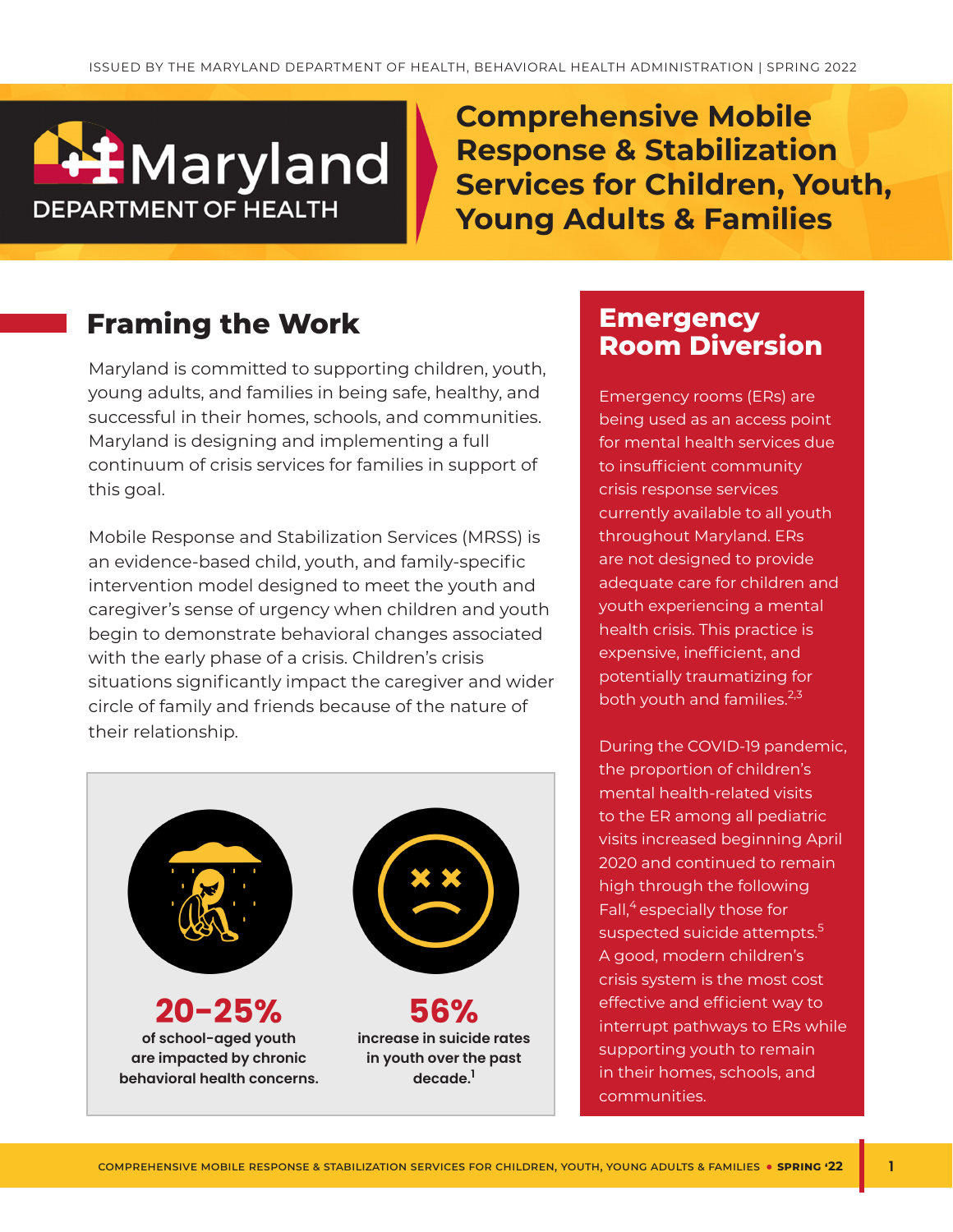ISSUED BY THE MARYLAND DEPARTMENT OF HEALTH, BEHAVIORAL HEALTH ADMINISTRATION | SPRING 2022

Maryland DEPARTMENT OF HEALTH

# Comprehensive Mobile Response & Stabilization Services for Children, Youth, Young Adults & Families

## Framing the Work

Maryland is committed to supporting children, youth, young adults, and families in being safe, healthy, and successful in their homes, schools, and communities. Maryland is designing and implementing a full continuum of crisis services for families in support of this goal.

Mobile Response and Stabilization Services (MRSS) is an evidence-based child, youth, and family-specific intervention model designed to meet the youth and caregiver's sense of urgency when children and youth begin to demonstrate behavioral changes associated with the early phase of a crisis. Children's crisis situations significantly impact the caregiver and wider circle of family and friends because of the nature of their relationship.

**20–25%**
**of school-aged youth are impacted by chronic behavioral health concerns.**

**56%**
**increase in suicide rates in youth over the past decade.[1]**

## Emergency Room Diversion

Emergency rooms (ERs) are being used as an access point for mental health services due to insufficient community crisis response services currently available to all youth throughout Maryland. ERs are not designed to provide adequate care for children and youth experiencing a mental health crisis. This practice is expensive, inefficient, and potentially traumatizing for both youth and families.[2,3]

During the COVID-19 pandemic, the proportion of children's mental health-related visits to the ER among all pediatric visits increased beginning April 2020 and continued to remain high through the following Fall,[4] especially those for suspected suicide attempts.[5] A good, modern children's crisis system is the most cost effective and efficient way to interrupt pathways to ERs while supporting youth to remain in their homes, schools, and communities.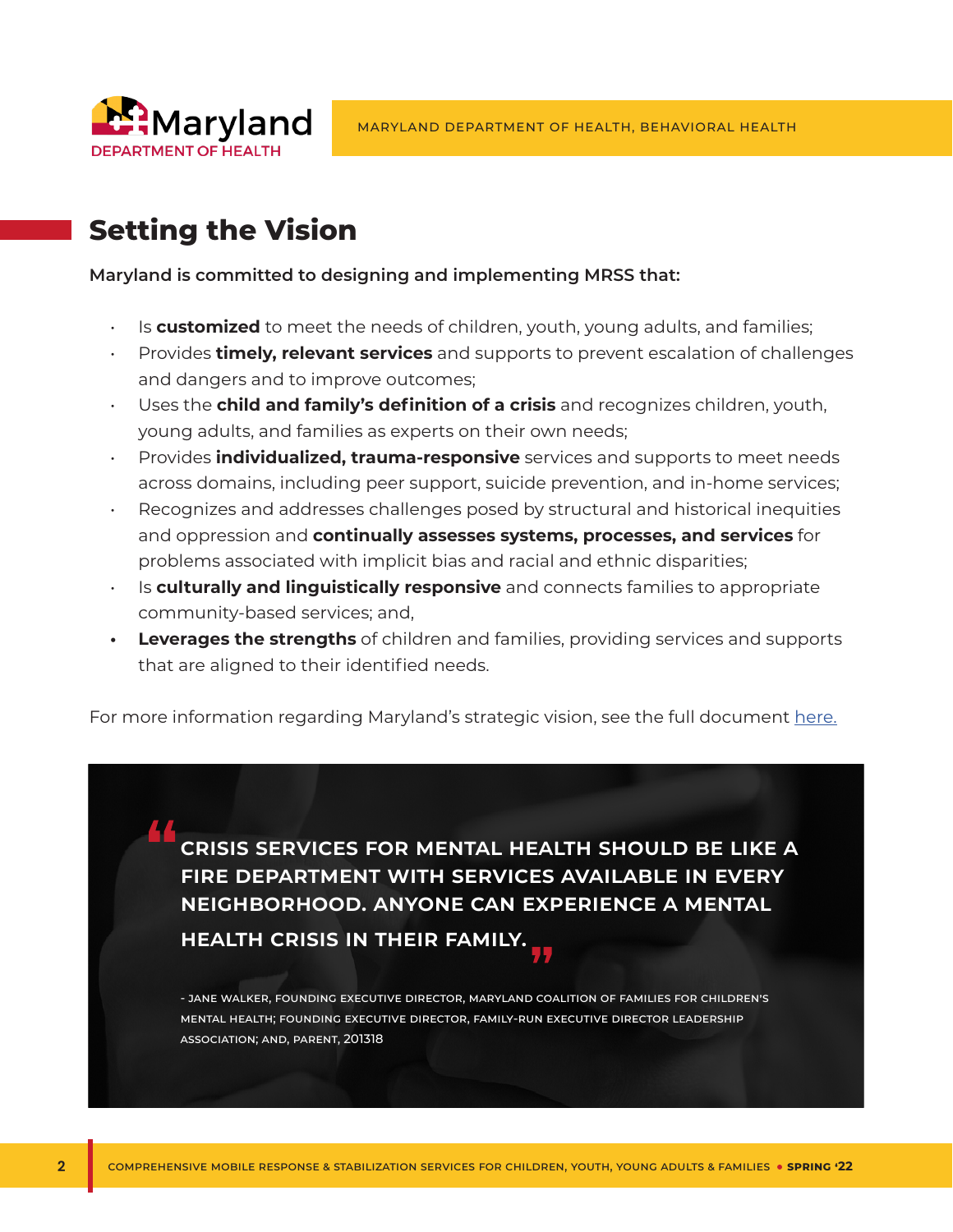## Setting the Vision

**Maryland is committed to designing and implementing MRSS that:**

- Is **customized** to meet the needs of children, youth, young adults, and families;
- Provides **timely, relevant services** and supports to prevent escalation of challenges and dangers and to improve outcomes;
- Uses the **child and family's definition of a crisis** and recognizes children, youth, young adults, and families as experts on their own needs;
- Provides **individualized, trauma-responsive** services and supports to meet needs across domains, including peer support, suicide prevention, and in-home services;
- Recognizes and addresses challenges posed by structural and historical inequities and oppression and **continually assesses systems, processes, and services** for problems associated with implicit bias and racial and ethnic disparities;
- Is **culturally and linguistically responsive** and connects families to appropriate community-based services; and,
- **Leverages the strengths** of children and families, providing services and supports that are aligned to their identified needs.

For more information regarding Maryland's strategic vision, see the full document [here.]

> **"CRISIS SERVICES FOR MENTAL HEALTH SHOULD BE LIKE A FIRE DEPARTMENT WITH SERVICES AVAILABLE IN EVERY NEIGHBORHOOD. ANYONE CAN EXPERIENCE A MENTAL HEALTH CRISIS IN THEIR FAMILY."**
>
> - JANE WALKER, FOUNDING EXECUTIVE DIRECTOR, MARYLAND COALITION OF FAMILIES FOR CHILDREN'S MENTAL HEALTH; FOUNDING EXECUTIVE DIRECTOR, FAMILY-RUN EXECUTIVE DIRECTOR LEADERSHIP ASSOCIATION; AND, PARENT, 201318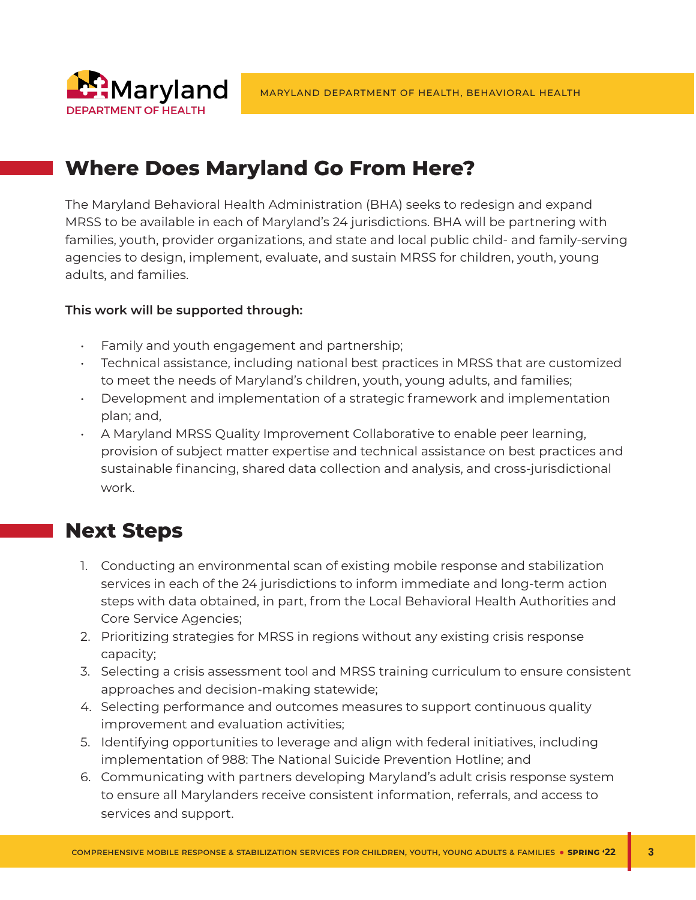## Where Does Maryland Go From Here?

The Maryland Behavioral Health Administration (BHA) seeks to redesign and expand MRSS to be available in each of Maryland's 24 jurisdictions. BHA will be partnering with families, youth, provider organizations, and state and local public child- and family-serving agencies to design, implement, evaluate, and sustain MRSS for children, youth, young adults, and families.

**This work will be supported through:**

- Family and youth engagement and partnership;
- Technical assistance, including national best practices in MRSS that are customized to meet the needs of Maryland's children, youth, young adults, and families;
- Development and implementation of a strategic framework and implementation plan; and,
- A Maryland MRSS Quality Improvement Collaborative to enable peer learning, provision of subject matter expertise and technical assistance on best practices and sustainable financing, shared data collection and analysis, and cross-jurisdictional work.

## Next Steps

1. Conducting an environmental scan of existing mobile response and stabilization services in each of the 24 jurisdictions to inform immediate and long-term action steps with data obtained, in part, from the Local Behavioral Health Authorities and Core Service Agencies;
2. Prioritizing strategies for MRSS in regions without any existing crisis response capacity;
3. Selecting a crisis assessment tool and MRSS training curriculum to ensure consistent approaches and decision-making statewide;
4. Selecting performance and outcomes measures to support continuous quality improvement and evaluation activities;
5. Identifying opportunities to leverage and align with federal initiatives, including implementation of 988: The National Suicide Prevention Hotline; and
6. Communicating with partners developing Maryland's adult crisis response system to ensure all Marylanders receive consistent information, referrals, and access to services and support.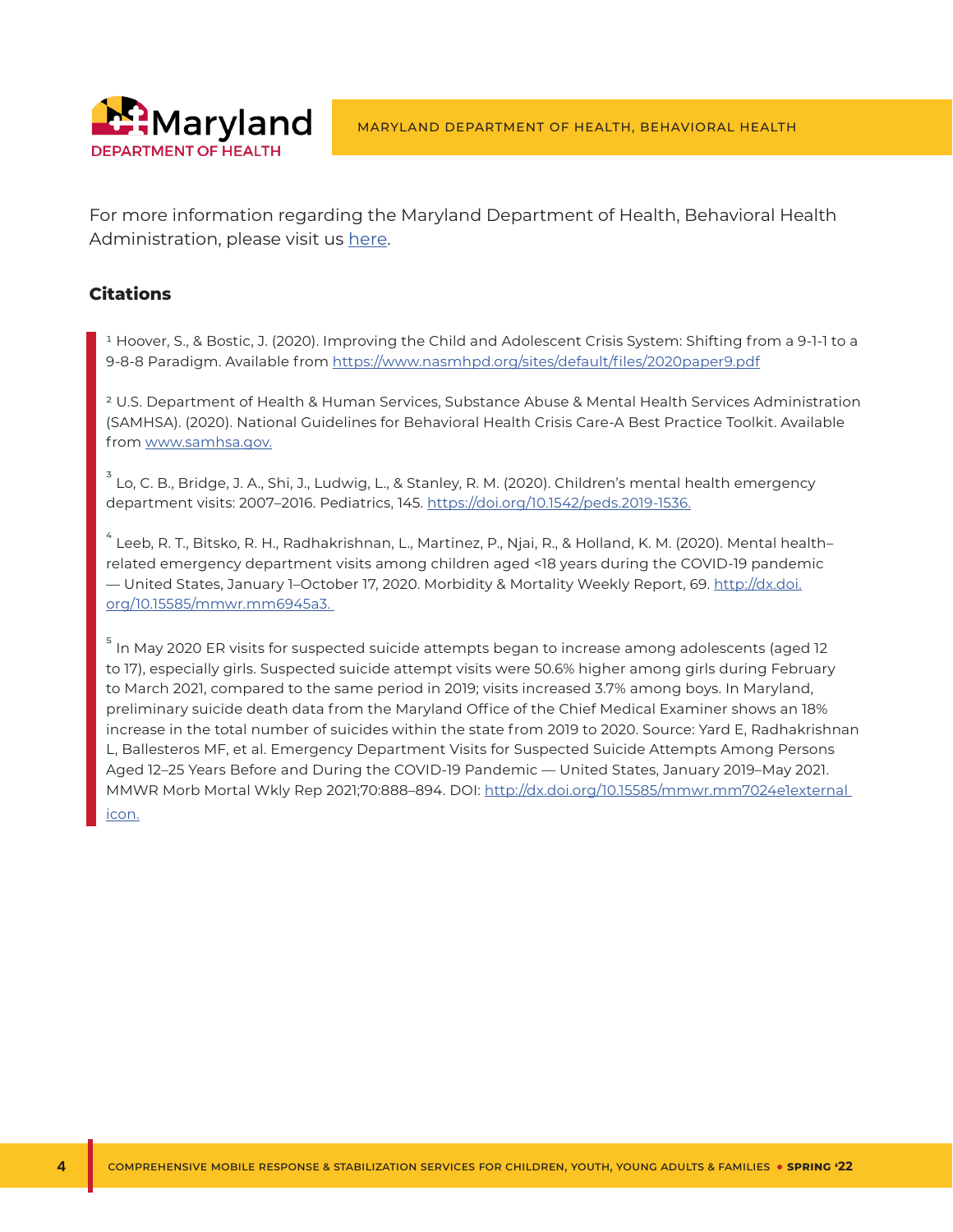For more information regarding the Maryland Department of Health, Behavioral Health Administration, please visit us here.

## Citations

[1] Hoover, S., & Bostic, J. (2020). Improving the Child and Adolescent Crisis System: Shifting from a 9-1-1 to a 9-8-8 Paradigm. Available from https://www.nasmhpd.org/sites/default/files/2020paper9.pdf

[2] U.S. Department of Health & Human Services, Substance Abuse & Mental Health Services Administration (SAMHSA). (2020). National Guidelines for Behavioral Health Crisis Care-A Best Practice Toolkit. Available from www.samhsa.gov.

[3] Lo, C. B., Bridge, J. A., Shi, J., Ludwig, L., & Stanley, R. M. (2020). Children's mental health emergency department visits: 2007–2016. Pediatrics, 145. https://doi.org/10.1542/peds.2019-1536.

[4] Leeb, R. T., Bitsko, R. H., Radhakrishnan, L., Martinez, P., Njai, R., & Holland, K. M. (2020). Mental health–related emergency department visits among children aged <18 years during the COVID-19 pandemic — United States, January 1–October 17, 2020. Morbidity & Mortality Weekly Report, 69. http://dx.doi.org/10.15585/mmwr.mm6945a3.

[5] In May 2020 ER visits for suspected suicide attempts began to increase among adolescents (aged 12 to 17), especially girls. Suspected suicide attempt visits were 50.6% higher among girls during February to March 2021, compared to the same period in 2019; visits increased 3.7% among boys. In Maryland, preliminary suicide death data from the Maryland Office of the Chief Medical Examiner shows an 18% increase in the total number of suicides within the state from 2019 to 2020. Source: Yard E, Radhakrishnan L, Ballesteros MF, et al. Emergency Department Visits for Suspected Suicide Attempts Among Persons Aged 12–25 Years Before and During the COVID-19 Pandemic — United States, January 2019–May 2021. MMWR Morb Mortal Wkly Rep 2021;70:888–894. DOI: http://dx.doi.org/10.15585/mmwr.mm7024e1external icon.